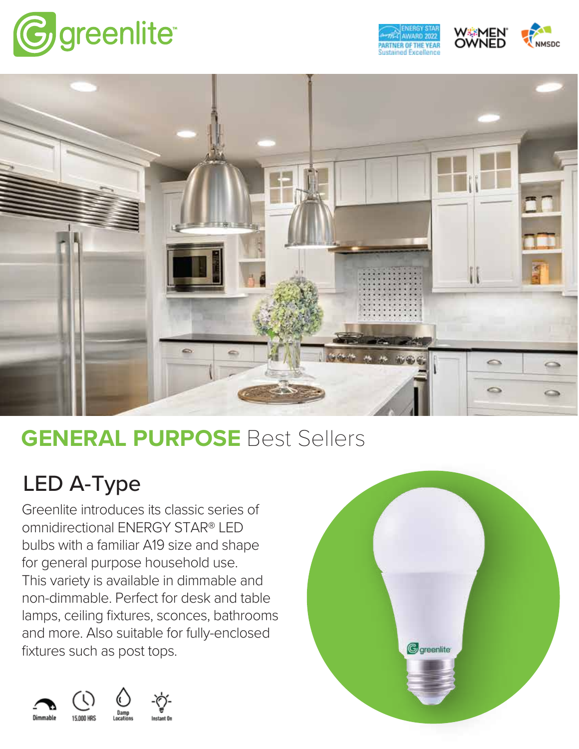# greenlite

ENERGY STAR AWARD 2022 PARTNER OF THE YEAR Sustained Excellence

WOMEN OWNED

NMSDC

## GENERAL PURPOSE Best Sellers

### LED A-Type

Greenlite introduces its classic series of omnidirectional ENERGY STAR® LED bulbs with a familiar A19 size and shape for general purpose household use. This variety is available in dimmable and non-dimmable. Perfect for desk and table lamps, ceiling fixtures, sconces, bathrooms and more. Also suitable for fully-enclosed fixtures such as post tops.

Dimmable | 15,000 HRS | Damp Locations | Instant On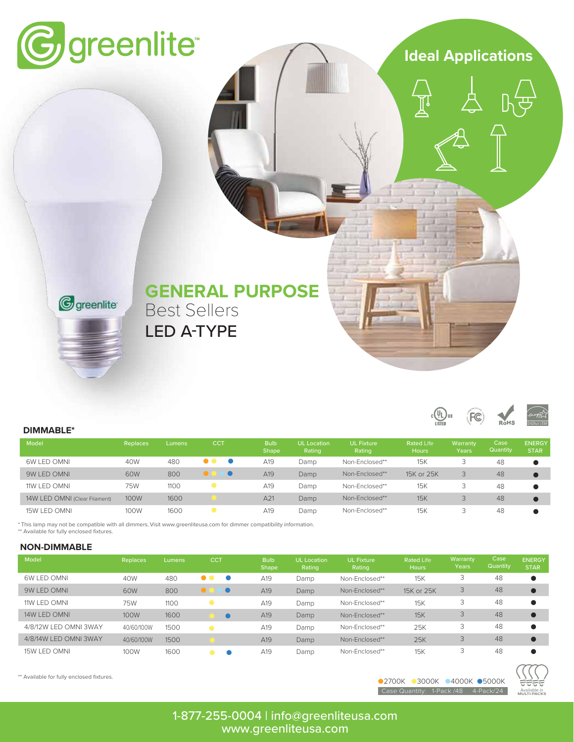# greenlite™

## Ideal Applications

# GENERAL PURPOSE

Best Sellers

LED A-TYPE

### DIMMABLE*

| Model | Replaces | Lumens | CCT | Bulb Shape | UL Location Rating | UL Fixture Rating | Rated Life Hours | Warranty Years | Case Quantity | ENERGY STAR |
|---|---|---|---|---|---|---|---|---|---|---|
| 6W LED OMNI | 40W | 480 | ● 2700K ● 3000K ● 5000K | A19 | Damp | Non-Enclosed** | 15K | 3 | 48 | ● |
| 9W LED OMNI | 60W | 800 | ● 2700K ● 3000K ● 4000K ● 5000K | A19 | Damp | Non-Enclosed** | 15K or 25K | 3 | 48 | ● |
| 11W LED OMNI | 75W | 1100 | ● 3000K | A19 | Damp | Non-Enclosed** | 15K | 3 | 48 | ● |
| 14W LED OMNI (Clear Filament) | 100W | 1600 | ● 3000K | A21 | Damp | Non-Enclosed** | 15K | 3 | 48 | ● |
| 15W LED OMNI | 100W | 1600 | ● 3000K | A19 | Damp | Non-Enclosed** | 15K | 3 | 48 | ● |

* This lamp may not be compatible with all dimmers. Visit www.greenliteusa.com for dimmer compatibility information.
** Available for fully enclosed fixtures.

### NON-DIMMABLE

| Model | Replaces | Lumens | CCT | Bulb Shape | UL Location Rating | UL Fixture Rating | Rated Life Hours | Warranty Years | Case Quantity | ENERGY STAR |
|---|---|---|---|---|---|---|---|---|---|---|
| 6W LED OMNI | 40W | 480 | ● 2700K ● 3000K ● 5000K | A19 | Damp | Non-Enclosed** | 15K | 3 | 48 | ● |
| 9W LED OMNI | 60W | 800 | ● 2700K ● 3000K ● 4000K ● 5000K | A19 | Damp | Non-Enclosed** | 15K or 25K | 3 | 48 | ● |
| 11W LED OMNI | 75W | 1100 | ● 3000K | A19 | Damp | Non-Enclosed** | 15K | 3 | 48 | ● |
| 14W LED OMNI | 100W | 1600 | ● 3000K ● 5000K | A19 | Damp | Non-Enclosed** | 15K | 3 | 48 | ● |
| 4/8/12W LED OMNI 3WAY | 40/60/100W | 1500 | ● 3000K | A19 | Damp | Non-Enclosed** | 25K | 3 | 48 | ● |
| 4/8/14W LED OMNI 3WAY | 40/60/100W | 1500 | ● 3000K | A19 | Damp | Non-Enclosed** | 25K | 3 | 48 | ● |
| 15W LED OMNI | 100W | 1600 | ● 3000K ● 5000K | A19 | Damp | Non-Enclosed** | 15K | 3 | 48 | ● |

** Available for fully enclosed fixtures.

●2700K ●3000K ●4000K ●5000K

Case Quantity: 1-Pack /48 4-Pack/24

Available in MULTI-PACKS

1-877-255-0004 | info@greenliteusa.com
www.greenliteusa.com